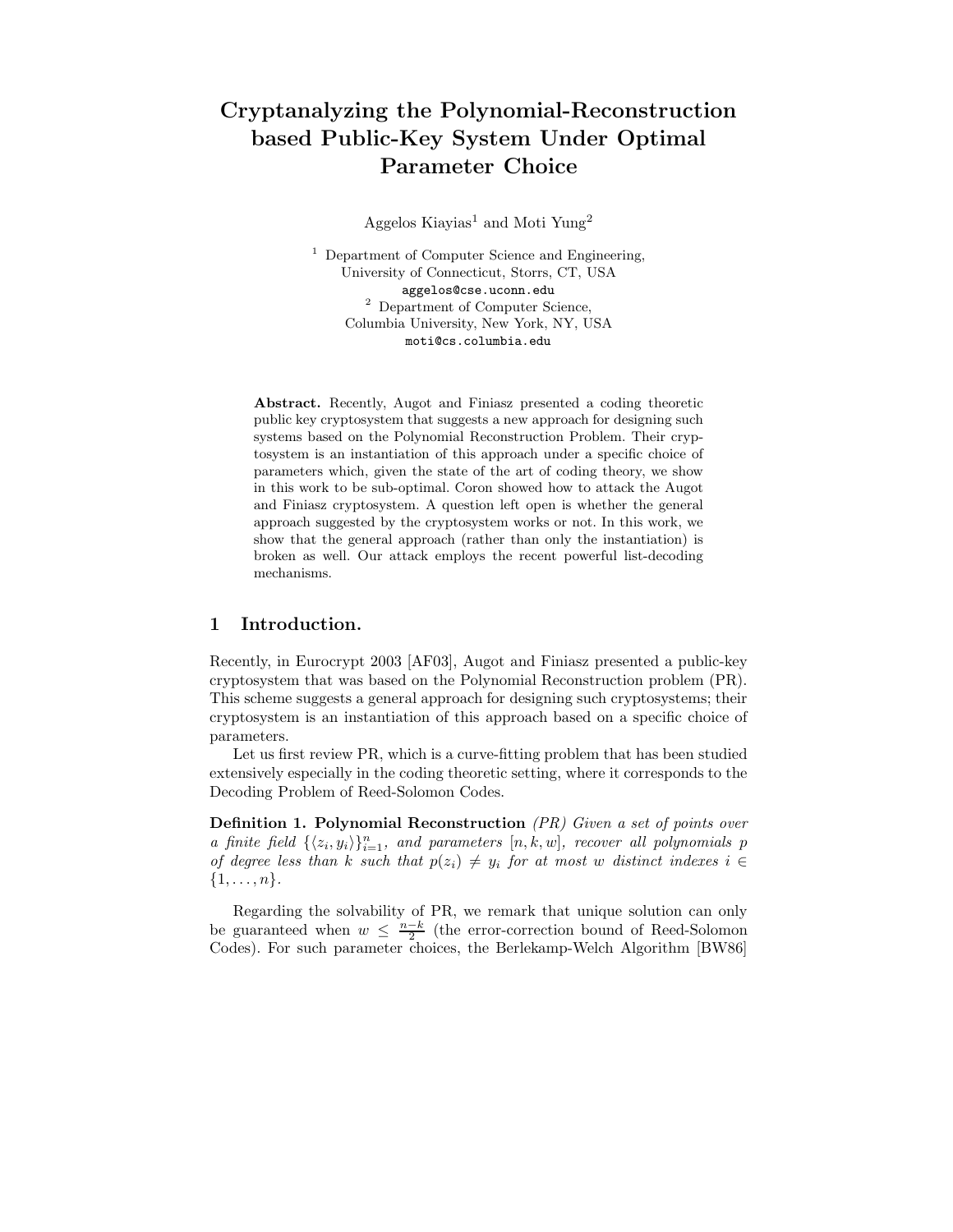# Cryptanalyzing the Polynomial-Reconstruction based Public-Key System Under Optimal Parameter Choice

Aggelos Kiayias[1] and Moti Yung[2]

[1] Department of Computer Science and Engineering, University of Connecticut, Storrs, CT, USA
aggelos@cse.uconn.edu

[2] Department of Computer Science, Columbia University, New York, NY, USA
moti@cs.columbia.edu

**Abstract.** Recently, Augot and Finiasz presented a coding theoretic public key cryptosystem that suggests a new approach for designing such systems based on the Polynomial Reconstruction Problem. Their cryptosystem is an instantiation of this approach under a specific choice of parameters which, given the state of the art of coding theory, we show in this work to be sub-optimal. Coron showed how to attack the Augot and Finiasz cryptosystem. A question left open is whether the general approach suggested by the cryptosystem works or not. In this work, we show that the general approach (rather than only the instantiation) is broken as well. Our attack employs the recent powerful list-decoding mechanisms.

## 1 Introduction.

Recently, in Eurocrypt 2003 [AF03], Augot and Finiasz presented a public-key cryptosystem that was based on the Polynomial Reconstruction problem (PR). This scheme suggests a general approach for designing such cryptosystems; their cryptosystem is an instantiation of this approach based on a specific choice of parameters.

Let us first review PR, which is a curve-fitting problem that has been studied extensively especially in the coding theoretic setting, where it corresponds to the Decoding Problem of Reed-Solomon Codes.

**Definition 1. Polynomial Reconstruction** *(PR) Given a set of points over a finite field* $\{\langle z_i, y_i \rangle\}_{i=1}^{n}$*, and parameters* $[n, k, w]$*, recover all polynomials* $p$ *of degree less than* $k$ *such that* $p(z_i) \neq y_i$ *for at most* $w$ *distinct indexes* $i \in \{1, \ldots, n\}$.

Regarding the solvability of PR, we remark that unique solution can only be guaranteed when $w \leq \frac{n-k}{2}$ (the error-correction bound of Reed-Solomon Codes). For such parameter choices, the Berlekamp-Welch Algorithm [BW86]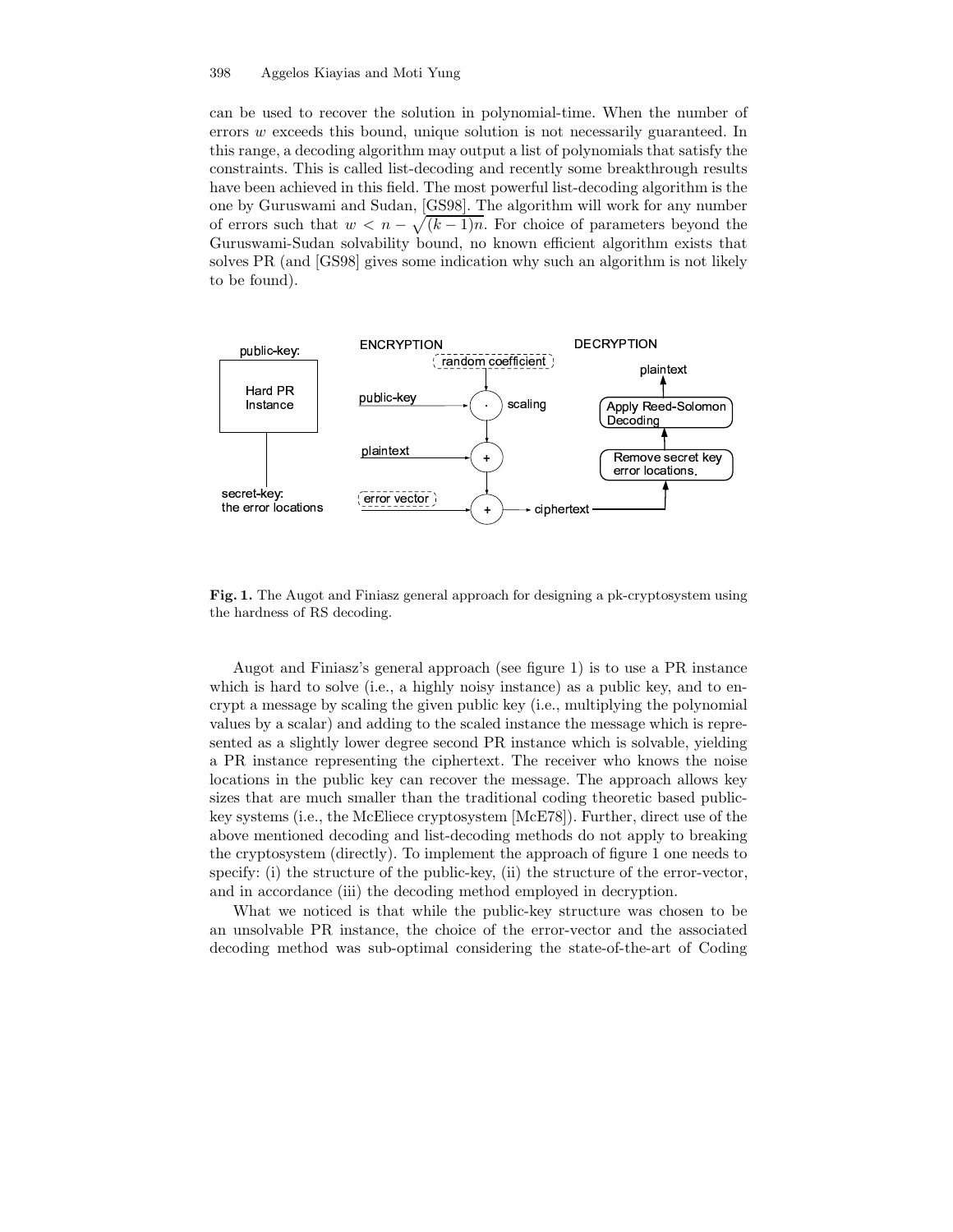can be used to recover the solution in polynomial-time. When the number of errors $w$ exceeds this bound, unique solution is not necessarily guaranteed. In this range, a decoding algorithm may output a list of polynomials that satisfy the constraints. This is called list-decoding and recently some breakthrough results have been achieved in this field. The most powerful list-decoding algorithm is the one by Guruswami and Sudan, [GS98]. The algorithm will work for any number of errors such that $w < n - \sqrt{(k-1)n}$. For choice of parameters beyond the Guruswami-Sudan solvability bound, no known efficient algorithm exists that solves PR (and [GS98] gives some indication why such an algorithm is not likely to be found).

**Fig. 1.** The Augot and Finiasz general approach for designing a pk-cryptosystem using the hardness of RS decoding.

Augot and Finiasz's general approach (see figure 1) is to use a PR instance which is hard to solve (i.e., a highly noisy instance) as a public key, and to encrypt a message by scaling the given public key (i.e., multiplying the polynomial values by a scalar) and adding to the scaled instance the message which is represented as a slightly lower degree second PR instance which is solvable, yielding a PR instance representing the ciphertext. The receiver who knows the noise locations in the public key can recover the message. The approach allows key sizes that are much smaller than the traditional coding theoretic based public-key systems (i.e., the McEliece cryptosystem [McE78]). Further, direct use of the above mentioned decoding and list-decoding methods do not apply to breaking the cryptosystem (directly). To implement the approach of figure 1 one needs to specify: (i) the structure of the public-key, (ii) the structure of the error-vector, and in accordance (iii) the decoding method employed in decryption.

What we noticed is that while the public-key structure was chosen to be an unsolvable PR instance, the choice of the error-vector and the associated decoding method was sub-optimal considering the state-of-the-art of Coding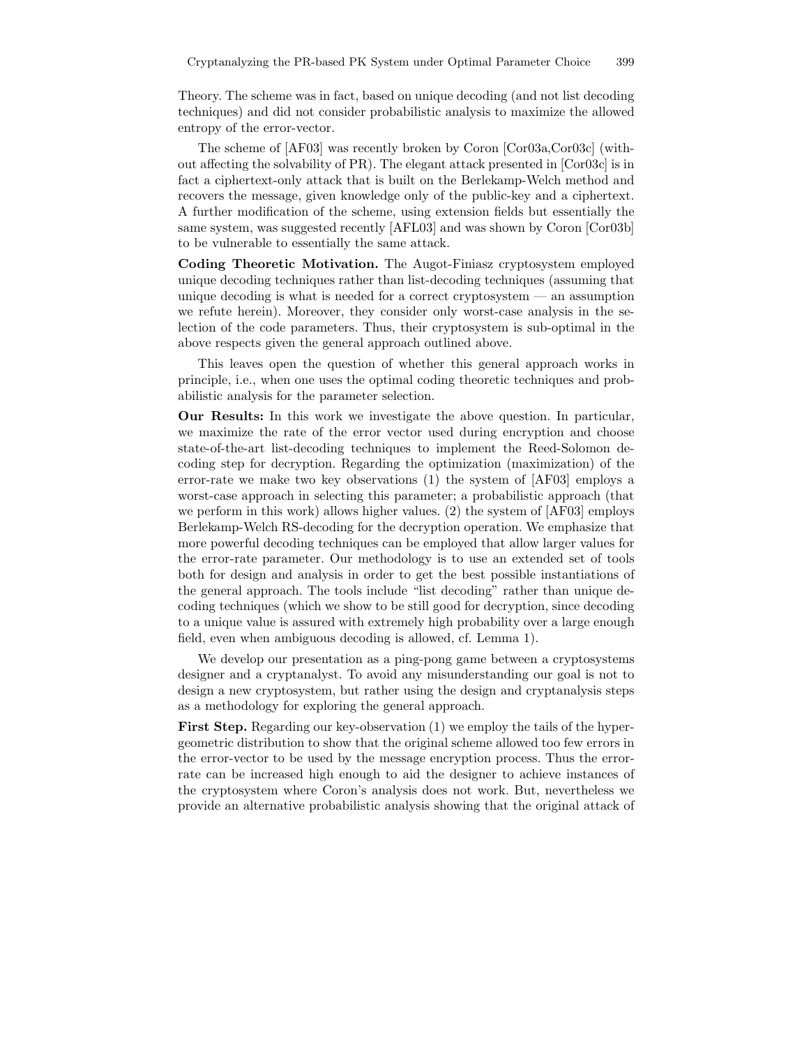Theory. The scheme was in fact, based on unique decoding (and not list decoding techniques) and did not consider probabilistic analysis to maximize the allowed entropy of the error-vector.

The scheme of [AF03] was recently broken by Coron [Cor03a,Cor03c] (without affecting the solvability of PR). The elegant attack presented in [Cor03c] is in fact a ciphertext-only attack that is built on the Berlekamp-Welch method and recovers the message, given knowledge only of the public-key and a ciphertext. A further modification of the scheme, using extension fields but essentially the same system, was suggested recently [AFL03] and was shown by Coron [Cor03b] to be vulnerable to essentially the same attack.

**Coding Theoretic Motivation.** The Augot-Finiasz cryptosystem employed unique decoding techniques rather than list-decoding techniques (assuming that unique decoding is what is needed for a correct cryptosystem — an assumption we refute herein). Moreover, they consider only worst-case analysis in the selection of the code parameters. Thus, their cryptosystem is sub-optimal in the above respects given the general approach outlined above.

This leaves open the question of whether this general approach works in principle, i.e., when one uses the optimal coding theoretic techniques and probabilistic analysis for the parameter selection.

**Our Results:** In this work we investigate the above question. In particular, we maximize the rate of the error vector used during encryption and choose state-of-the-art list-decoding techniques to implement the Reed-Solomon decoding step for decryption. Regarding the optimization (maximization) of the error-rate we make two key observations (1) the system of [AF03] employs a worst-case approach in selecting this parameter; a probabilistic approach (that we perform in this work) allows higher values. (2) the system of [AF03] employs Berlekamp-Welch RS-decoding for the decryption operation. We emphasize that more powerful decoding techniques can be employed that allow larger values for the error-rate parameter. Our methodology is to use an extended set of tools both for design and analysis in order to get the best possible instantiations of the general approach. The tools include "list decoding" rather than unique decoding techniques (which we show to be still good for decryption, since decoding to a unique value is assured with extremely high probability over a large enough field, even when ambiguous decoding is allowed, cf. Lemma 1).

We develop our presentation as a ping-pong game between a cryptosystems designer and a cryptanalyst. To avoid any misunderstanding our goal is not to design a new cryptosystem, but rather using the design and cryptanalysis steps as a methodology for exploring the general approach.

**First Step.** Regarding our key-observation (1) we employ the tails of the hypergeometric distribution to show that the original scheme allowed too few errors in the error-vector to be used by the message encryption process. Thus the error-rate can be increased high enough to aid the designer to achieve instances of the cryptosystem where Coron's analysis does not work. But, nevertheless we provide an alternative probabilistic analysis showing that the original attack of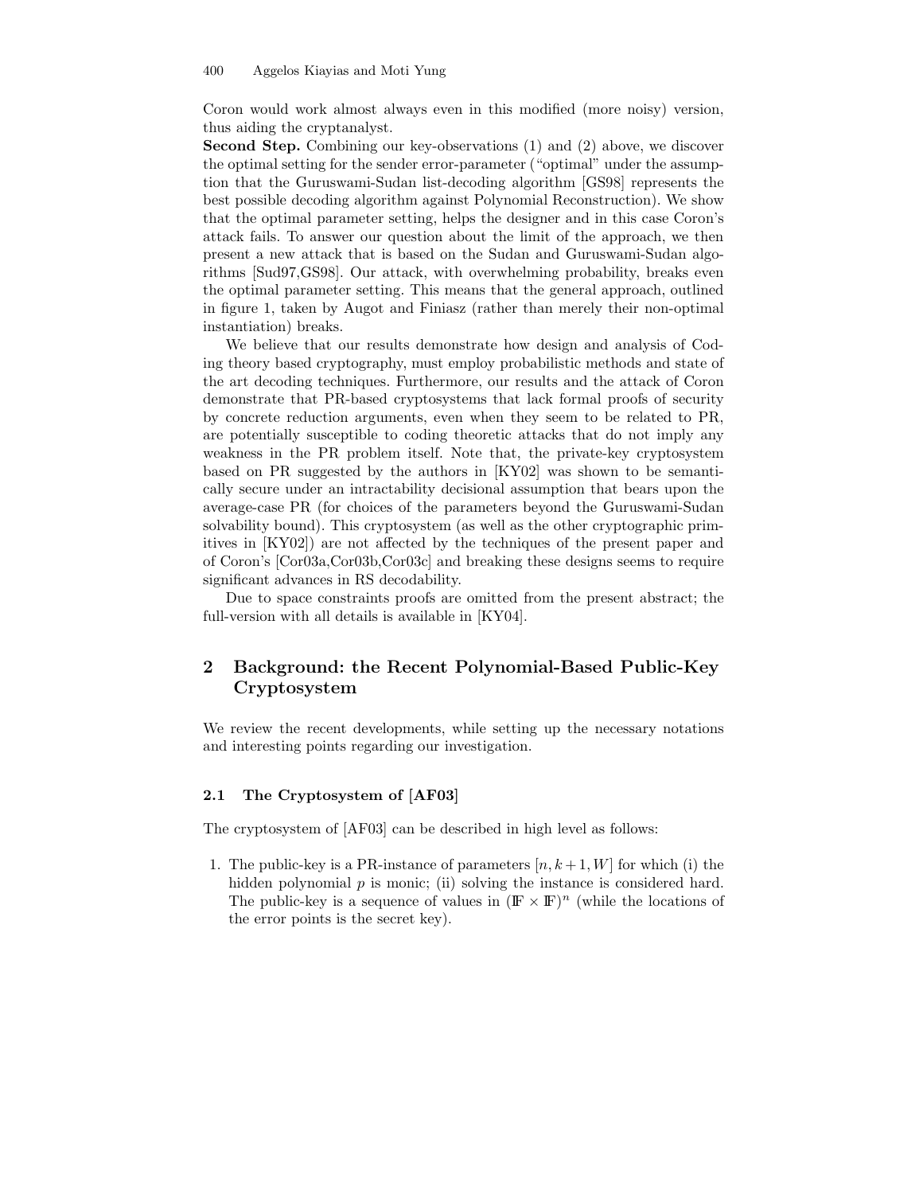Coron would work almost always even in this modified (more noisy) version, thus aiding the cryptanalyst.

**Second Step.** Combining our key-observations (1) and (2) above, we discover the optimal setting for the sender error-parameter ("optimal" under the assumption that the Guruswami-Sudan list-decoding algorithm [GS98] represents the best possible decoding algorithm against Polynomial Reconstruction). We show that the optimal parameter setting, helps the designer and in this case Coron's attack fails. To answer our question about the limit of the approach, we then present a new attack that is based on the Sudan and Guruswami-Sudan algorithms [Sud97,GS98]. Our attack, with overwhelming probability, breaks even the optimal parameter setting. This means that the general approach, outlined in figure 1, taken by Augot and Finiasz (rather than merely their non-optimal instantiation) breaks.

We believe that our results demonstrate how design and analysis of Coding theory based cryptography, must employ probabilistic methods and state of the art decoding techniques. Furthermore, our results and the attack of Coron demonstrate that PR-based cryptosystems that lack formal proofs of security by concrete reduction arguments, even when they seem to be related to PR, are potentially susceptible to coding theoretic attacks that do not imply any weakness in the PR problem itself. Note that, the private-key cryptosystem based on PR suggested by the authors in [KY02] was shown to be semantically secure under an intractability decisional assumption that bears upon the average-case PR (for choices of the parameters beyond the Guruswami-Sudan solvability bound). This cryptosystem (as well as the other cryptographic primitives in [KY02]) are not affected by the techniques of the present paper and of Coron's [Cor03a,Cor03b,Cor03c] and breaking these designs seems to require significant advances in RS decodability.

Due to space constraints proofs are omitted from the present abstract; the full-version with all details is available in [KY04].

## 2 Background: the Recent Polynomial-Based Public-Key Cryptosystem

We review the recent developments, while setting up the necessary notations and interesting points regarding our investigation.

### 2.1 The Cryptosystem of [AF03]

The cryptosystem of [AF03] can be described in high level as follows:

1. The public-key is a PR-instance of parameters $[n, k+1, W]$ for which (i) the hidden polynomial $p$ is monic; (ii) solving the instance is considered hard. The public-key is a sequence of values in $(\mathbb{F} \times \mathbb{F})^n$ (while the locations of the error points is the secret key).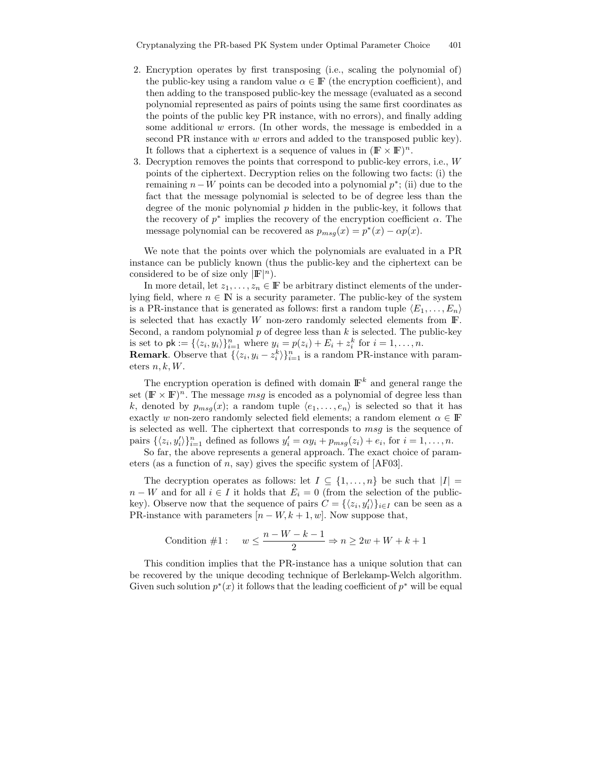2. Encryption operates by first transposing (i.e., scaling the polynomial of) the public-key using a random value $\alpha \in \mathbb{F}$ (the encryption coefficient), and then adding to the transposed public-key the message (evaluated as a second polynomial represented as pairs of points using the same first coordinates as the points of the public key PR instance, with no errors), and finally adding some additional $w$ errors. (In other words, the message is embedded in a second PR instance with $w$ errors and added to the transposed public key). It follows that a ciphertext is a sequence of values in $(\mathbb{F} \times \mathbb{F})^n$.
3. Decryption removes the points that correspond to public-key errors, i.e., $W$ points of the ciphertext. Decryption relies on the following two facts: (i) the remaining $n - W$ points can be decoded into a polynomial $p^*$; (ii) due to the fact that the message polynomial is selected to be of degree less than the degree of the monic polynomial $p$ hidden in the public-key, it follows that the recovery of $p^*$ implies the recovery of the encryption coefficient $\alpha$. The message polynomial can be recovered as $p_{msg}(x) = p^*(x) - \alpha p(x)$.

We note that the points over which the polynomials are evaluated in a PR instance can be publicly known (thus the public-key and the ciphertext can be considered to be of size only $|\mathbb{F}|^n$).

In more detail, let $z_1, \ldots, z_n \in \mathbb{F}$ be arbitrary distinct elements of the underlying field, where $n \in \mathbb{N}$ is a security parameter. The public-key of the system is a PR-instance that is generated as follows: first a random tuple $\langle E_1, \ldots, E_n \rangle$ is selected that has exactly $W$ non-zero randomly selected elements from $\mathbb{F}$. Second, a random polynomial $p$ of degree less than $k$ is selected. The public-key is set to $\mathsf{pk} := \{\langle z_i, y_i \rangle\}_{i=1}^n$ where $y_i = p(z_i) + E_i + z_i^k$ for $i = 1, \ldots, n$.
**Remark**. Observe that $\{\langle z_i, y_i - z_i^k \rangle\}_{i=1}^n$ is a random PR-instance with parameters $n, k, W$.

The encryption operation is defined with domain $\mathbb{F}^k$ and general range the set $(\mathbb{F} \times \mathbb{F})^n$. The message $msg$ is encoded as a polynomial of degree less than $k$, denoted by $p_{msg}(x)$; a random tuple $\langle e_1, \ldots, e_n \rangle$ is selected so that it has exactly $w$ non-zero randomly selected field elements; a random element $\alpha \in \mathbb{F}$ is selected as well. The ciphertext that corresponds to $msg$ is the sequence of pairs $\{\langle z_i, y'_i \rangle\}_{i=1}^n$ defined as follows $y'_i = \alpha y_i + p_{msg}(z_i) + e_i$, for $i = 1, \ldots, n$.

So far, the above represents a general approach. The exact choice of parameters (as a function of $n$, say) gives the specific system of [AF03].

The decryption operates as follows: let $I \subseteq \{1, \ldots, n\}$ be such that $|I| = n - W$ and for all $i \in I$ it holds that $E_i = 0$ (from the selection of the public-key). Observe now that the sequence of pairs $C = \{\langle z_i, y'_i \rangle\}_{i \in I}$ can be seen as a PR-instance with parameters $[n - W, k + 1, w]$. Now suppose that,

$$\text{Condition \#1}: \quad w \leq \frac{n - W - k - 1}{2} \Rightarrow n \geq 2w + W + k + 1$$

This condition implies that the PR-instance has a unique solution that can be recovered by the unique decoding technique of Berlekamp-Welch algorithm. Given such solution $p^*(x)$ it follows that the leading coefficient of $p^*$ will be equal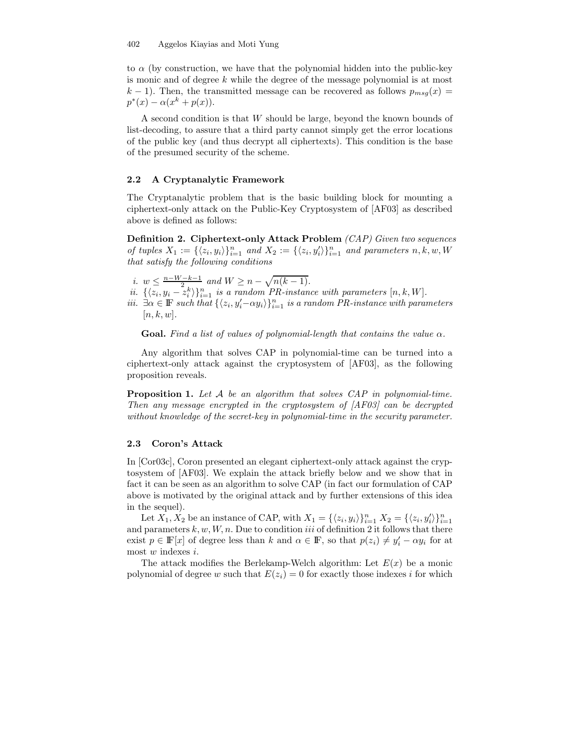to $\alpha$ (by construction, we have that the polynomial hidden into the public-key is monic and of degree $k$ while the degree of the message polynomial is at most $k-1$). Then, the transmitted message can be recovered as follows $p_{msg}(x) = p^*(x) - \alpha(x^k + p(x))$.

A second condition is that $W$ should be large, beyond the known bounds of list-decoding, to assure that a third party cannot simply get the error locations of the public key (and thus decrypt all ciphertexts). This condition is the base of the presumed security of the scheme.

### 2.2 A Cryptanalytic Framework

The Cryptanalytic problem that is the basic building block for mounting a ciphertext-only attack on the Public-Key Cryptosystem of [AF03] as described above is defined as follows:

**Definition 2. Ciphertext-only Attack Problem** *(CAP) Given two sequences of tuples $X_1 := \{\langle z_i, y_i \rangle\}_{i=1}^n$ and $X_2 := \{\langle z_i, y'_i \rangle\}_{i=1}^n$ and parameters $n, k, w, W$ that satisfy the following conditions*

*i.* $w \leq \frac{n-W-k-1}{2}$ *and* $W \geq n - \sqrt{n(k-1)}$.
*ii.* $\{\langle z_i, y_i - z_i^k \rangle\}_{i=1}^n$ *is a random PR-instance with parameters* $[n, k, W]$.
*iii.* $\exists \alpha \in \mathbb{F}$ *such that* $\{\langle z_i, y'_i - \alpha y_i \rangle\}_{i=1}^n$ *is a random PR-instance with parameters* $[n, k, w]$.

**Goal.** *Find a list of values of polynomial-length that contains the value $\alpha$.*

Any algorithm that solves CAP in polynomial-time can be turned into a ciphertext-only attack against the cryptosystem of [AF03], as the following proposition reveals.

**Proposition 1.** *Let $\mathcal{A}$ be an algorithm that solves CAP in polynomial-time. Then any message encrypted in the cryptosystem of [AF03] can be decrypted without knowledge of the secret-key in polynomial-time in the security parameter.*

### 2.3 Coron's Attack

In [Cor03c], Coron presented an elegant ciphertext-only attack against the cryptosystem of [AF03]. We explain the attack briefly below and we show that in fact it can be seen as an algorithm to solve CAP (in fact our formulation of CAP above is motivated by the original attack and by further extensions of this idea in the sequel).

Let $X_1, X_2$ be an instance of CAP, with $X_1 = \{\langle z_i, y_i \rangle\}_{i=1}^n$ $X_2 = \{\langle z_i, y'_i \rangle\}_{i=1}^n$ and parameters $k, w, W, n$. Due to condition *iii* of definition 2 it follows that there exist $p \in \mathbb{F}[x]$ of degree less than $k$ and $\alpha \in \mathbb{F}$, so that $p(z_i) \neq y'_i - \alpha y_i$ for at most $w$ indexes $i$.

The attack modifies the Berlekamp-Welch algorithm: Let $E(x)$ be a monic polynomial of degree $w$ such that $E(z_i) = 0$ for exactly those indexes $i$ for which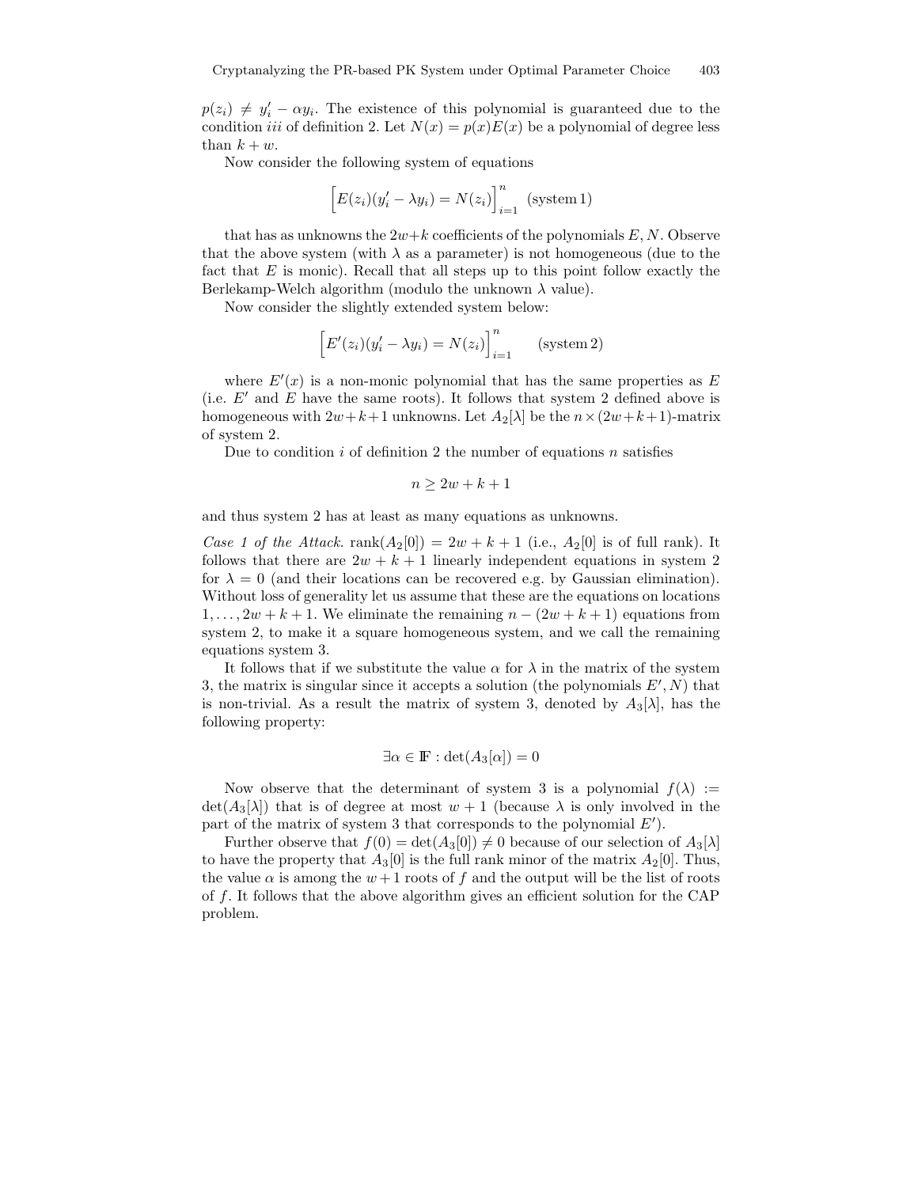$p(z_i) \neq y'_i - \alpha y_i$. The existence of this polynomial is guaranteed due to the condition *iii* of definition 2. Let $N(x) = p(x)E(x)$ be a polynomial of degree less than $k + w$.

Now consider the following system of equations

$$\Big[E(z_i)(y'_i - \lambda y_i) = N(z_i)\Big]_{i=1}^{n} \quad \text{(system 1)}$$

that has as unknowns the $2w+k$ coefficients of the polynomials $E, N$. Observe that the above system (with $\lambda$ as a parameter) is not homogeneous (due to the fact that $E$ is monic). Recall that all steps up to this point follow exactly the Berlekamp-Welch algorithm (modulo the unknown $\lambda$ value).

Now consider the slightly extended system below:

$$\Big[E'(z_i)(y'_i - \lambda y_i) = N(z_i)\Big]_{i=1}^{n} \qquad \text{(system 2)}$$

where $E'(x)$ is a non-monic polynomial that has the same properties as $E$ (i.e. $E'$ and $E$ have the same roots). It follows that system 2 defined above is homogeneous with $2w+k+1$ unknowns. Let $A_2[\lambda]$ be the $n \times (2w+k+1)$-matrix of system 2.

Due to condition *i* of definition 2 the number of equations $n$ satisfies

$$n \geq 2w + k + 1$$

and thus system 2 has at least as many equations as unknowns.

*Case 1 of the Attack.* $\text{rank}(A_2[0]) = 2w + k + 1$ (i.e., $A_2[0]$ is of full rank). It follows that there are $2w + k + 1$ linearly independent equations in system 2 for $\lambda = 0$ (and their locations can be recovered e.g. by Gaussian elimination). Without loss of generality let us assume that these are the equations on locations $1, \ldots, 2w + k + 1$. We eliminate the remaining $n - (2w + k + 1)$ equations from system 2, to make it a square homogeneous system, and we call the remaining equations system 3.

It follows that if we substitute the value $\alpha$ for $\lambda$ in the matrix of the system 3, the matrix is singular since it accepts a solution (the polynomials $E', N$) that is non-trivial. As a result the matrix of system 3, denoted by $A_3[\lambda]$, has the following property:

$$\exists \alpha \in \mathbb{F} : \det(A_3[\alpha]) = 0$$

Now observe that the determinant of system 3 is a polynomial $f(\lambda) := \det(A_3[\lambda])$ that is of degree at most $w + 1$ (because $\lambda$ is only involved in the part of the matrix of system 3 that corresponds to the polynomial $E'$).

Further observe that $f(0) = \det(A_3[0]) \neq 0$ because of our selection of $A_3[\lambda]$ to have the property that $A_3[0]$ is the full rank minor of the matrix $A_2[0]$. Thus, the value $\alpha$ is among the $w+1$ roots of $f$ and the output will be the list of roots of $f$. It follows that the above algorithm gives an efficient solution for the CAP problem.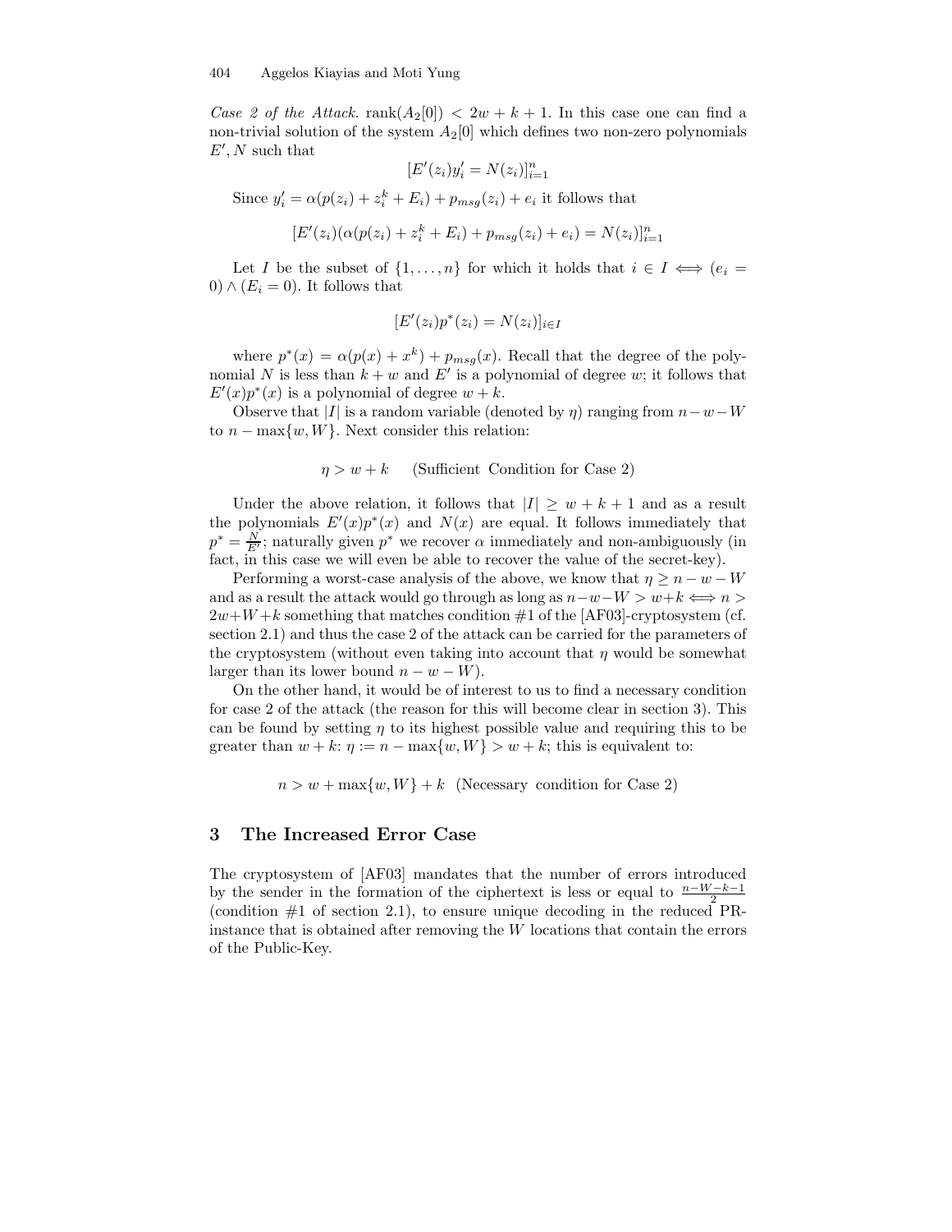*Case 2 of the Attack.* $\text{rank}(A_2[0]) < 2w + k + 1$. In this case one can find a non-trivial solution of the system $A_2[0]$ which defines two non-zero polynomials $E', N$ such that

$$[E'(z_i)y'_i = N(z_i)]_{i=1}^n$$

Since $y'_i = \alpha(p(z_i) + z_i^k + E_i) + p_{msg}(z_i) + e_i$ it follows that

$$[E'(z_i)(\alpha(p(z_i) + z_i^k + E_i) + p_{msg}(z_i) + e_i) = N(z_i)]_{i=1}^n$$

Let $I$ be the subset of $\{1, \ldots, n\}$ for which it holds that $i \in I \iff (e_i = 0) \wedge (E_i = 0)$. It follows that

$$[E'(z_i)p^*(z_i) = N(z_i)]_{i \in I}$$

where $p^*(x) = \alpha(p(x) + x^k) + p_{msg}(x)$. Recall that the degree of the polynomial $N$ is less than $k + w$ and $E'$ is a polynomial of degree $w$; it follows that $E'(x)p^*(x)$ is a polynomial of degree $w + k$.

Observe that $|I|$ is a random variable (denoted by $\eta$) ranging from $n - w - W$ to $n - \max\{w, W\}$. Next consider this relation:

$$\eta > w + k \qquad \text{(Sufficient Condition for Case 2)}$$

Under the above relation, it follows that $|I| \geq w + k + 1$ and as a result the polynomials $E'(x)p^*(x)$ and $N(x)$ are equal. It follows immediately that $p^* = \frac{N}{E'}$; naturally given $p^*$ we recover $\alpha$ immediately and non-ambiguously (in fact, in this case we will even be able to recover the value of the secret-key).

Performing a worst-case analysis of the above, we know that $\eta \geq n - w - W$ and as a result the attack would go through as long as $n - w - W > w + k \iff n > 2w + W + k$ something that matches condition #1 of the [AF03]-cryptosystem (cf. section 2.1) and thus the case 2 of the attack can be carried for the parameters of the cryptosystem (without even taking into account that $\eta$ would be somewhat larger than its lower bound $n - w - W$).

On the other hand, it would be of interest to us to find a necessary condition for case 2 of the attack (the reason for this will become clear in section 3). This can be found by setting $\eta$ to its highest possible value and requiring this to be greater than $w + k$: $\eta := n - \max\{w, W\} > w + k$; this is equivalent to:

$$n > w + \max\{w, W\} + k \quad \text{(Necessary condition for Case 2)}$$

## 3 The Increased Error Case

The cryptosystem of [AF03] mandates that the number of errors introduced by the sender in the formation of the ciphertext is less or equal to $\frac{n-W-k-1}{2}$ (condition #1 of section 2.1), to ensure unique decoding in the reduced PR-instance that is obtained after removing the $W$ locations that contain the errors of the Public-Key.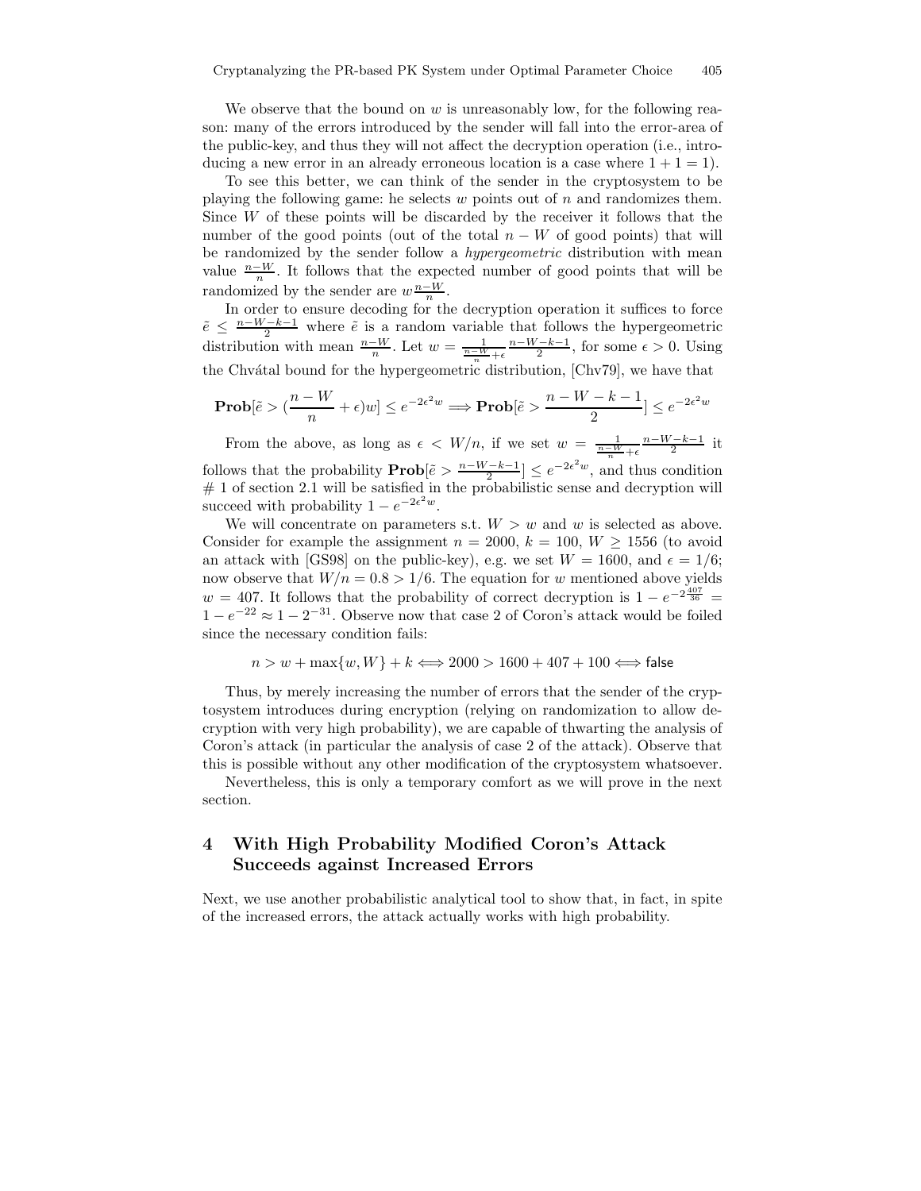We observe that the bound on $w$ is unreasonably low, for the following reason: many of the errors introduced by the sender will fall into the error-area of the public-key, and thus they will not affect the decryption operation (i.e., introducing a new error in an already erroneous location is a case where $1+1=1$).

To see this better, we can think of the sender in the cryptosystem to be playing the following game: he selects $w$ points out of $n$ and randomizes them. Since $W$ of these points will be discarded by the receiver it follows that the number of the good points (out of the total $n-W$ of good points) that will be randomized by the sender follow a *hypergeometric* distribution with mean value $\frac{n-W}{n}$. It follows that the expected number of good points that will be randomized by the sender are $w\frac{n-W}{n}$.

In order to ensure decoding for the decryption operation it suffices to force $\tilde{e} \le \frac{n-W-k-1}{2}$ where $\tilde{e}$ is a random variable that follows the hypergeometric distribution with mean $\frac{n-W}{n}$. Let $w = \frac{1}{\frac{n-W}{n}+\epsilon}\frac{n-W-k-1}{2}$, for some $\epsilon > 0$. Using the Chvátal bound for the hypergeometric distribution, [Chv79], we have that

$$\mathbf{Prob}[\tilde{e} > (\frac{n-W}{n}+\epsilon)w] \le e^{-2\epsilon^2 w} \Longrightarrow \mathbf{Prob}[\tilde{e} > \frac{n-W-k-1}{2}] \le e^{-2\epsilon^2 w}$$

From the above, as long as $\epsilon < W/n$, if we set $w = \frac{1}{\frac{n-W}{n}+\epsilon}\frac{n-W-k-1}{2}$ it follows that the probability $\mathbf{Prob}[\tilde{e} > \frac{n-W-k-1}{2}] \le e^{-2\epsilon^2 w}$, and thus condition # 1 of section 2.1 will be satisfied in the probabilistic sense and decryption will succeed with probability $1-e^{-2\epsilon^2 w}$.

We will concentrate on parameters s.t. $W > w$ and $w$ is selected as above. Consider for example the assignment $n = 2000$, $k = 100$, $W \ge 1556$ (to avoid an attack with [GS98] on the public-key), e.g. we set $W = 1600$, and $\epsilon = 1/6$; now observe that $W/n = 0.8 > 1/6$. The equation for $w$ mentioned above yields $w = 407$. It follows that the probability of correct decryption is $1 - e^{-2\frac{407}{36}} = 1 - e^{-22} \approx 1 - 2^{-31}$. Observe now that case 2 of Coron's attack would be foiled since the necessary condition fails:

$$n > w + \max\{w, W\} + k \Longleftrightarrow 2000 > 1600 + 407 + 100 \Longleftrightarrow \mathsf{false}$$

Thus, by merely increasing the number of errors that the sender of the cryptosystem introduces during encryption (relying on randomization to allow decryption with very high probability), we are capable of thwarting the analysis of Coron's attack (in particular the analysis of case 2 of the attack). Observe that this is possible without any other modification of the cryptosystem whatsoever.

Nevertheless, this is only a temporary comfort as we will prove in the next section.

## 4 With High Probability Modified Coron's Attack Succeeds against Increased Errors

Next, we use another probabilistic analytical tool to show that, in fact, in spite of the increased errors, the attack actually works with high probability.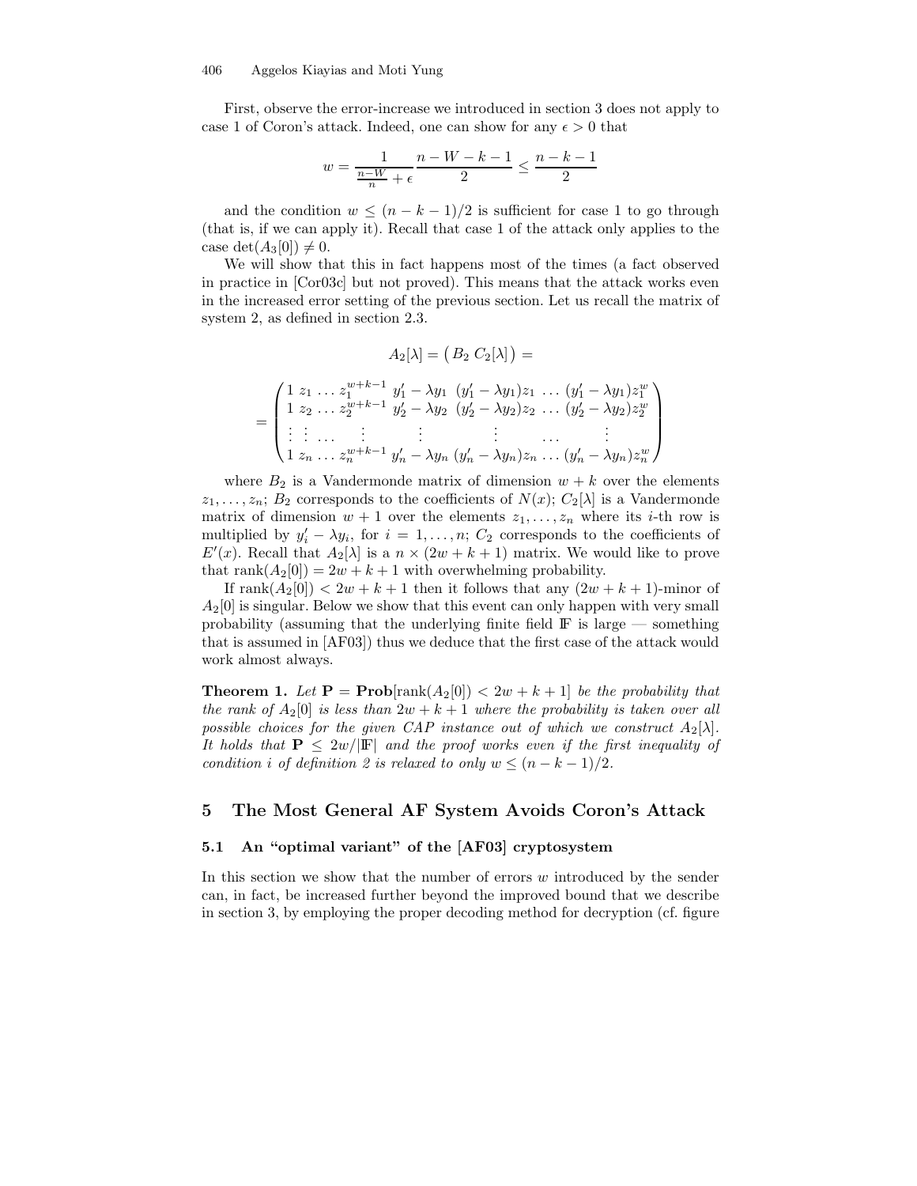First, observe the error-increase we introduced in section 3 does not apply to case 1 of Coron's attack. Indeed, one can show for any $\epsilon > 0$ that

$$w = \frac{1}{\frac{n-W}{n} + \epsilon} \frac{n - W - k - 1}{2} \leq \frac{n-k-1}{2}$$

and the condition $w \leq (n-k-1)/2$ is sufficient for case 1 to go through (that is, if we can apply it). Recall that case 1 of the attack only applies to the case $\det(A_3[0]) \neq 0$.

We will show that this in fact happens most of the times (a fact observed in practice in [Cor03c] but not proved). This means that the attack works even in the increased error setting of the previous section. Let us recall the matrix of system 2, as defined in section 2.3.

$$A_2[\lambda] = \begin{pmatrix} B_2 \ C_2[\lambda] \end{pmatrix} =$$

$$= \begin{pmatrix} 1 & z_1 & \ldots & z_1^{w+k-1} & y_1' - \lambda y_1 & (y_1' - \lambda y_1) z_1 & \ldots & (y_1' - \lambda y_1) z_1^w \\ 1 & z_2 & \ldots & z_2^{w+k-1} & y_2' - \lambda y_2 & (y_2' - \lambda y_2) z_2 & \ldots & (y_2' - \lambda y_2) z_2^w \\ \vdots & \vdots & \ldots & \vdots & \vdots & \vdots & \ldots & \vdots \\ 1 & z_n & \ldots & z_n^{w+k-1} & y_n' - \lambda y_n & (y_n' - \lambda y_n) z_n & \ldots & (y_n' - \lambda y_n) z_n^w \end{pmatrix}$$

where $B_2$ is a Vandermonde matrix of dimension $w+k$ over the elements $z_1, \ldots, z_n$; $B_2$ corresponds to the coefficients of $N(x)$; $C_2[\lambda]$ is a Vandermonde matrix of dimension $w+1$ over the elements $z_1, \ldots, z_n$ where its $i$-th row is multiplied by $y_i' - \lambda y_i$, for $i = 1, \ldots, n$; $C_2$ corresponds to the coefficients of $E'(x)$. Recall that $A_2[\lambda]$ is a $n \times (2w+k+1)$ matrix. We would like to prove that $\text{rank}(A_2[0]) = 2w+k+1$ with overwhelming probability.

If $\text{rank}(A_2[0]) < 2w+k+1$ then it follows that any $(2w+k+1)$-minor of $A_2[0]$ is singular. Below we show that this event can only happen with very small probability (assuming that the underlying finite field $\mathbb{F}$ is large — something that is assumed in [AF03]) thus we deduce that the first case of the attack would work almost always.

**Theorem 1.** *Let $\mathbf{P} = \mathbf{Prob}[\text{rank}(A_2[0]) < 2w+k+1]$ be the probability that the rank of $A_2[0]$ is less than $2w+k+1$ where the probability is taken over all possible choices for the given CAP instance out of which we construct $A_2[\lambda]$. It holds that $\mathbf{P} \leq 2w/|\mathbb{F}|$ and the proof works even if the first inequality of condition i of definition 2 is relaxed to only $w \leq (n-k-1)/2$.*

## 5 The Most General AF System Avoids Coron's Attack

### 5.1 An "optimal variant" of the [AF03] cryptosystem

In this section we show that the number of errors $w$ introduced by the sender can, in fact, be increased further beyond the improved bound that we describe in section 3, by employing the proper decoding method for decryption (cf. figure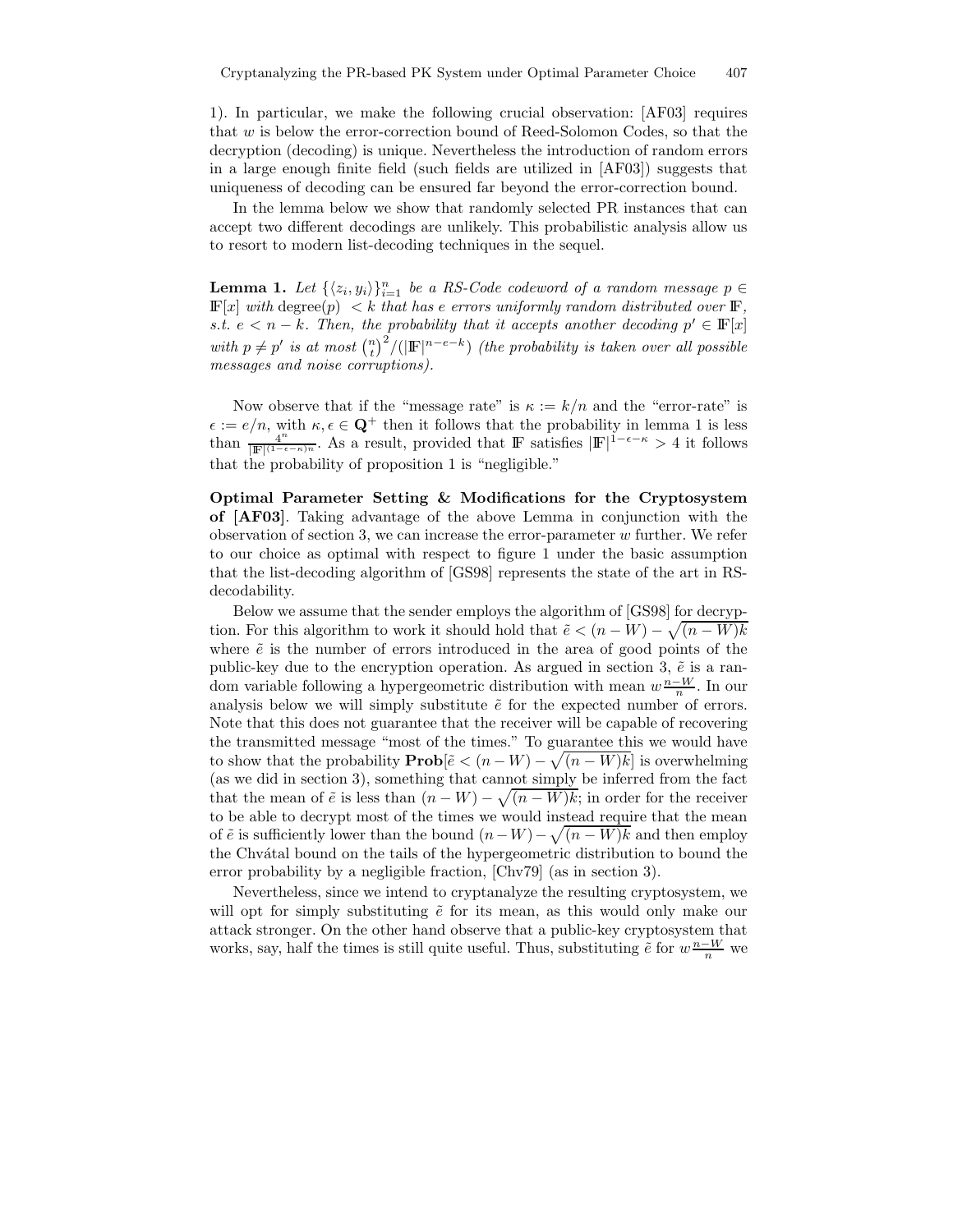1). In particular, we make the following crucial observation: [AF03] requires that $w$ is below the error-correction bound of Reed-Solomon Codes, so that the decryption (decoding) is unique. Nevertheless the introduction of random errors in a large enough finite field (such fields are utilized in [AF03]) suggests that uniqueness of decoding can be ensured far beyond the error-correction bound.

In the lemma below we show that randomly selected PR instances that can accept two different decodings are unlikely. This probabilistic analysis allow us to resort to modern list-decoding techniques in the sequel.

**Lemma 1.** *Let $\{\langle z_i, y_i \rangle\}_{i=1}^n$ be a RS-Code codeword of a random message $p \in \mathbb{F}[x]$ with $\text{degree}(p) < k$ that has $e$ errors uniformly random distributed over $\mathbb{F}$, s.t. $e < n - k$. Then, the probability that it accepts another decoding $p' \in \mathbb{F}[x]$ with $p \neq p'$ is at most $\binom{n}{t}^2/(|\mathbb{F}|^{n-e-k})$ (the probability is taken over all possible messages and noise corruptions).*

Now observe that if the "message rate" is $\kappa := k/n$ and the "error-rate" is $\epsilon := e/n$, with $\kappa, \epsilon \in \mathbf{Q}^+$ then it follows that the probability in lemma 1 is less than $\frac{4^n}{|\mathbb{F}|^{(1-\epsilon-\kappa)n}}$. As a result, provided that $\mathbb{F}$ satisfies $|\mathbb{F}|^{1-\epsilon-\kappa} > 4$ it follows that the probability of proposition 1 is "negligible."

**Optimal Parameter Setting & Modifications for the Cryptosystem of [AF03].** Taking advantage of the above Lemma in conjunction with the observation of section 3, we can increase the error-parameter $w$ further. We refer to our choice as optimal with respect to figure 1 under the basic assumption that the list-decoding algorithm of [GS98] represents the state of the art in RS-decodability.

Below we assume that the sender employs the algorithm of [GS98] for decryption. For this algorithm to work it should hold that $\tilde{e} < (n - W) - \sqrt{(n - W)k}$ where $\tilde{e}$ is the number of errors introduced in the area of good points of the public-key due to the encryption operation. As argued in section 3, $\tilde{e}$ is a random variable following a hypergeometric distribution with mean $w\frac{n-W}{n}$. In our analysis below we will simply substitute $\tilde{e}$ for the expected number of errors. Note that this does not guarantee that the receiver will be capable of recovering the transmitted message "most of the times." To guarantee this we would have to show that the probability $\mathbf{Prob}[\tilde{e} < (n - W) - \sqrt{(n - W)k}]$ is overwhelming (as we did in section 3), something that cannot simply be inferred from the fact that the mean of $\tilde{e}$ is less than $(n - W) - \sqrt{(n - W)k}$; in order for the receiver to be able to decrypt most of the times we would instead require that the mean of $\tilde{e}$ is sufficiently lower than the bound $(n - W) - \sqrt{(n - W)k}$ and then employ the Chvátal bound on the tails of the hypergeometric distribution to bound the error probability by a negligible fraction, [Chv79] (as in section 3).

Nevertheless, since we intend to cryptanalyze the resulting cryptosystem, we will opt for simply substituting $\tilde{e}$ for its mean, as this would only make our attack stronger. On the other hand observe that a public-key cryptosystem that works, say, half the times is still quite useful. Thus, substituting $\tilde{e}$ for $w\frac{n-W}{n}$ we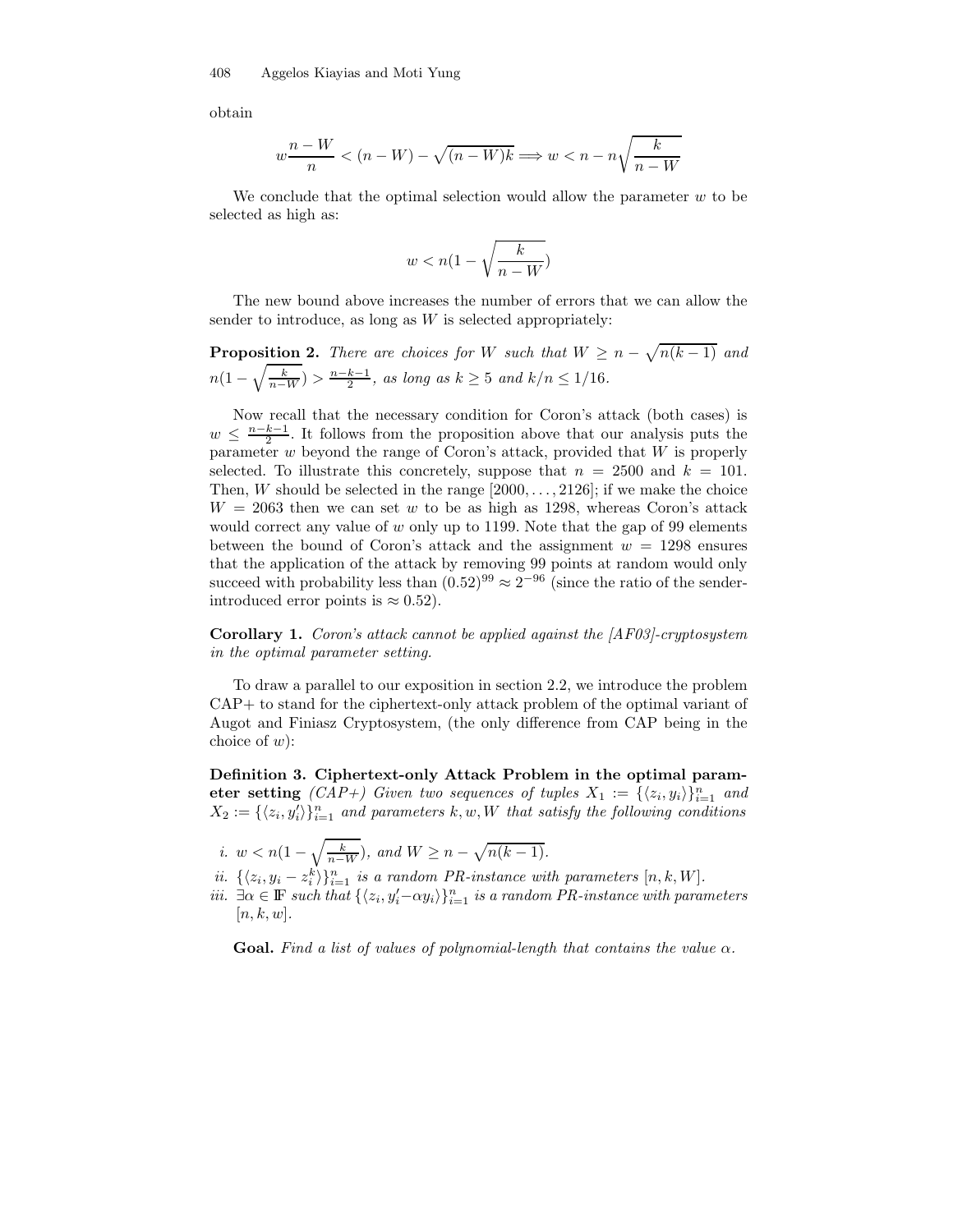obtain

$$w\frac{n-W}{n} < (n-W) - \sqrt{(n-W)k} \Longrightarrow w < n - n\sqrt{\frac{k}{n-W}}$$

We conclude that the optimal selection would allow the parameter $w$ to be selected as high as:

$$w < n(1 - \sqrt{\frac{k}{n-W}})$$

The new bound above increases the number of errors that we can allow the sender to introduce, as long as $W$ is selected appropriately:

**Proposition 2.** *There are choices for $W$ such that $W \geq n - \sqrt{n(k-1)}$ and $n(1 - \sqrt{\frac{k}{n-W}}) > \frac{n-k-1}{2}$, as long as $k \geq 5$ and $k/n \leq 1/16$.*

Now recall that the necessary condition for Coron's attack (both cases) is $w \leq \frac{n-k-1}{2}$. It follows from the proposition above that our analysis puts the parameter $w$ beyond the range of Coron's attack, provided that $W$ is properly selected. To illustrate this concretely, suppose that $n = 2500$ and $k = 101$. Then, $W$ should be selected in the range $[2000, \ldots, 2126]$; if we make the choice $W = 2063$ then we can set $w$ to be as high as 1298, whereas Coron's attack would correct any value of $w$ only up to 1199. Note that the gap of 99 elements between the bound of Coron's attack and the assignment $w = 1298$ ensures that the application of the attack by removing 99 points at random would only succeed with probability less than $(0.52)^{99} \approx 2^{-96}$ (since the ratio of the sender-introduced error points is $\approx 0.52$).

**Corollary 1.** *Coron's attack cannot be applied against the [AF03]-cryptosystem in the optimal parameter setting.*

To draw a parallel to our exposition in section 2.2, we introduce the problem CAP+ to stand for the ciphertext-only attack problem of the optimal variant of Augot and Finiasz Cryptosystem, (the only difference from CAP being in the choice of $w$):

**Definition 3. Ciphertext-only Attack Problem in the optimal parameter setting** *(CAP+) Given two sequences of tuples $X_1 := \{\langle z_i, y_i \rangle\}_{i=1}^n$ and $X_2 := \{\langle z_i, y'_i \rangle\}_{i=1}^n$ and parameters $k, w, W$ that satisfy the following conditions*

*i.* $w < n(1 - \sqrt{\frac{k}{n-W}})$, *and* $W \geq n - \sqrt{n(k-1)}$.

*ii.* $\{\langle z_i, y_i - z_i^k \rangle\}_{i=1}^n$ *is a random PR-instance with parameters* $[n, k, W]$.

*iii.* $\exists \alpha \in \mathbb{F}$ *such that* $\{\langle z_i, y'_i - \alpha y_i \rangle\}_{i=1}^n$ *is a random PR-instance with parameters* $[n, k, w]$.

**Goal.** *Find a list of values of polynomial-length that contains the value $\alpha$.*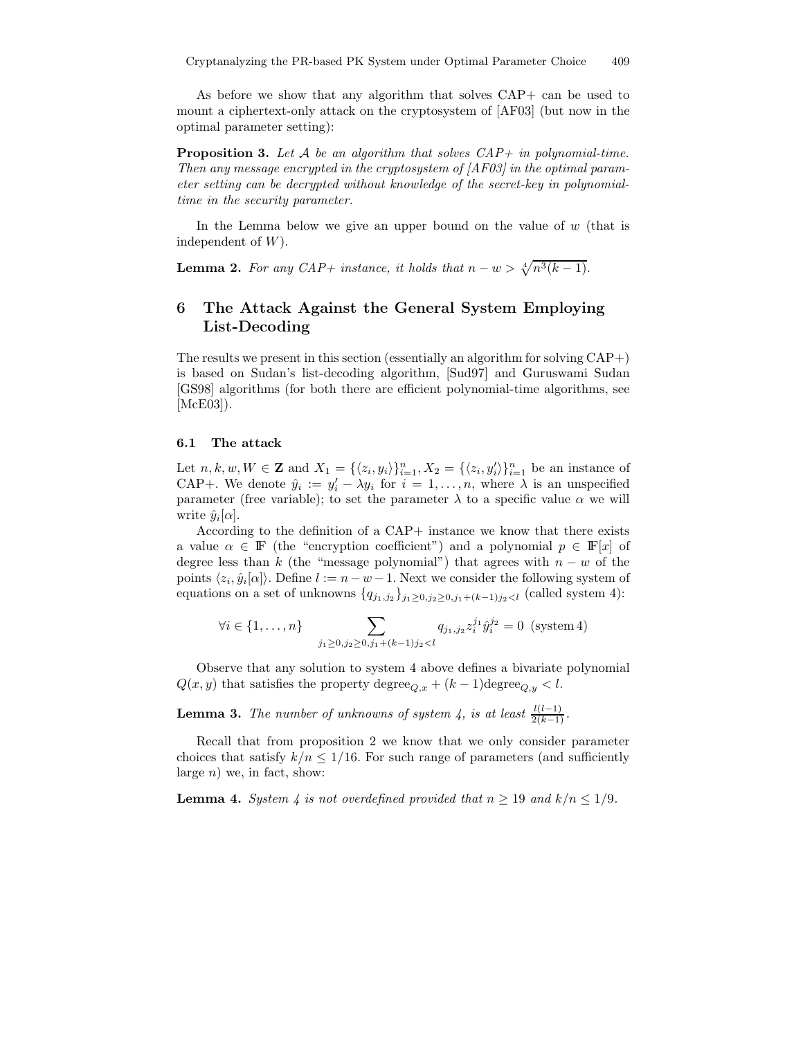As before we show that any algorithm that solves CAP+ can be used to mount a ciphertext-only attack on the cryptosystem of [AF03] (but now in the optimal parameter setting):

**Proposition 3.** *Let $\mathcal{A}$ be an algorithm that solves CAP+ in polynomial-time. Then any message encrypted in the cryptosystem of [AF03] in the optimal parameter setting can be decrypted without knowledge of the secret-key in polynomial-time in the security parameter.*

In the Lemma below we give an upper bound on the value of $w$ (that is independent of $W$).

**Lemma 2.** *For any CAP+ instance, it holds that $n - w > \sqrt[4]{n^3(k-1)}$.*

## 6 The Attack Against the General System Employing List-Decoding

The results we present in this section (essentially an algorithm for solving CAP+) is based on Sudan's list-decoding algorithm, [Sud97] and Guruswami Sudan [GS98] algorithms (for both there are efficient polynomial-time algorithms, see [McE03]).

### 6.1 The attack

Let $n, k, w, W \in \mathbf{Z}$ and $X_1 = \{\langle z_i, y_i \rangle\}_{i=1}^n, X_2 = \{\langle z_i, y_i' \rangle\}_{i=1}^n$ be an instance of CAP+. We denote $\hat{y}_i := y_i' - \lambda y_i$ for $i = 1, \ldots, n$, where $\lambda$ is an unspecified parameter (free variable); to set the parameter $\lambda$ to a specific value $\alpha$ we will write $\hat{y}_i[\alpha]$.

According to the definition of a CAP+ instance we know that there exists a value $\alpha \in \mathbb{F}$ (the "encryption coefficient") and a polynomial $p \in \mathbb{F}[x]$ of degree less than $k$ (the "message polynomial") that agrees with $n - w$ of the points $\langle z_i, \hat{y}_i[\alpha] \rangle$. Define $l := n - w - 1$. Next we consider the following system of equations on a set of unknowns $\{q_{j_1,j_2}\}_{j_1 \geq 0, j_2 \geq 0, j_1 + (k-1)j_2 < l}$ (called system 4):

$$\forall i \in \{1, \ldots, n\} \quad \sum_{j_1 \geq 0, j_2 \geq 0, j_1 + (k-1)j_2 < l} q_{j_1,j_2} z_i^{j_1} \hat{y}_i^{j_2} = 0 \ \text{(system 4)}$$

Observe that any solution to system 4 above defines a bivariate polynomial $Q(x, y)$ that satisfies the property $\text{degree}_{Q,x} + (k-1)\text{degree}_{Q,y} < l$.

**Lemma 3.** *The number of unknowns of system 4, is at least $\frac{l(l-1)}{2(k-1)}$.*

Recall that from proposition 2 we know that we only consider parameter choices that satisfy $k/n \leq 1/16$. For such range of parameters (and sufficiently large $n$) we, in fact, show:

**Lemma 4.** *System 4 is not overdefined provided that $n \geq 19$ and $k/n \leq 1/9$.*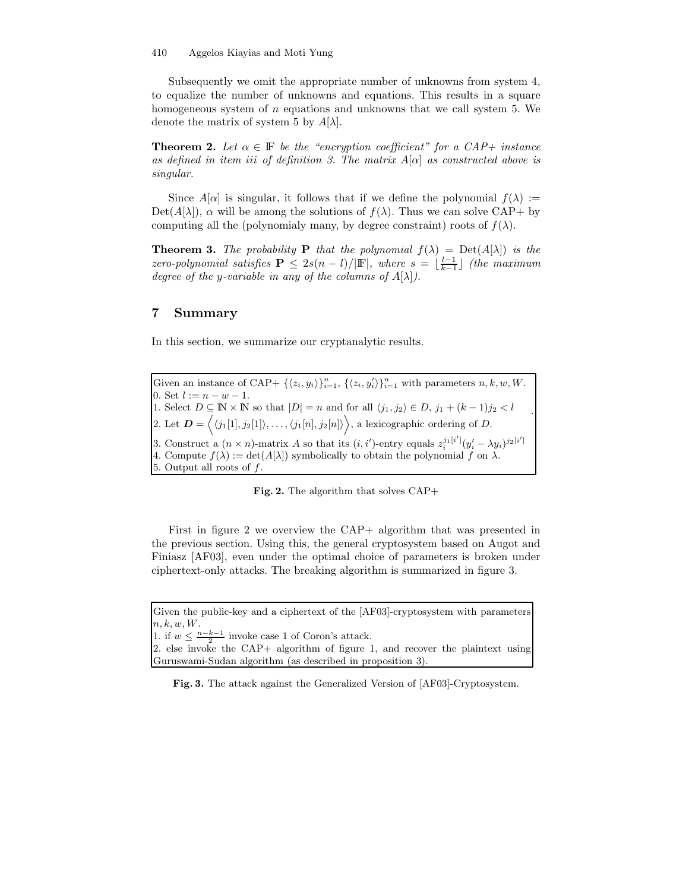Subsequently we omit the appropriate number of unknowns from system 4, to equalize the number of unknowns and equations. This results in a square homogeneous system of $n$ equations and unknowns that we call system 5. We denote the matrix of system 5 by $A[\lambda]$.

**Theorem 2.** *Let $\alpha \in \mathbb{F}$ be the "encryption coefficient" for a CAP+ instance as defined in item iii of definition 3. The matrix $A[\alpha]$ as constructed above is singular.*

Since $A[\alpha]$ is singular, it follows that if we define the polynomial $f(\lambda) := \mathrm{Det}(A[\lambda])$, $\alpha$ will be among the solutions of $f(\lambda)$. Thus we can solve CAP+ by computing all the (polynomialy many, by degree constraint) roots of $f(\lambda)$.

**Theorem 3.** *The probability $\mathbf{P}$ that the polynomial $f(\lambda) = \mathrm{Det}(A[\lambda])$ is the zero-polynomial satisfies $\mathbf{P} \leq 2s(n-l)/|\mathbb{F}|$, where $s = \lfloor \frac{l-1}{k-1} \rfloor$ (the maximum degree of the y-variable in any of the columns of $A[\lambda]$).*

## 7 Summary

In this section, we summarize our cryptanalytic results.

Given an instance of CAP+ $\{\langle z_i, y_i \rangle\}_{i=1}^n$, $\{\langle z_i, y_i' \rangle\}_{i=1}^n$ with parameters $n, k, w, W$.
0. Set $l := n - w - 1$.
1. Select $D \subseteq \mathbb{N} \times \mathbb{N}$ so that $|D| = n$ and for all $\langle j_1, j_2 \rangle \in D$, $j_1 + (k-1)j_2 < l$
2. Let $\boldsymbol{D} = \left\langle \langle j_1[1], j_2[1] \rangle, \ldots, \langle j_1[n], j_2[n] \rangle \right\rangle$, a lexicographic ordering of $D$.
3. Construct a $(n \times n)$-matrix $A$ so that its $(i, i')$-entry equals $z_i^{j_1[i']}(y_i' - \lambda y_i)^{j_2[i']}$
4. Compute $f(\lambda) := \det(A[\lambda])$ symbolically to obtain the polynomial $f$ on $\lambda$.
5. Output all roots of $f$.

**Fig. 2.** The algorithm that solves CAP+

First in figure 2 we overview the CAP+ algorithm that was presented in the previous section. Using this, the general cryptosystem based on Augot and Finiasz [AF03], even under the optimal choice of parameters is broken under ciphertext-only attacks. The breaking algorithm is summarized in figure 3.

Given the public-key and a ciphertext of the [AF03]-cryptosystem with parameters $n, k, w, W$.
1. if $w \leq \frac{n-k-1}{2}$ invoke case 1 of Coron's attack.
2. else invoke the CAP+ algorithm of figure 1, and recover the plaintext using Guruswami-Sudan algorithm (as described in proposition 3).

**Fig. 3.** The attack against the Generalized Version of [AF03]-Cryptosystem.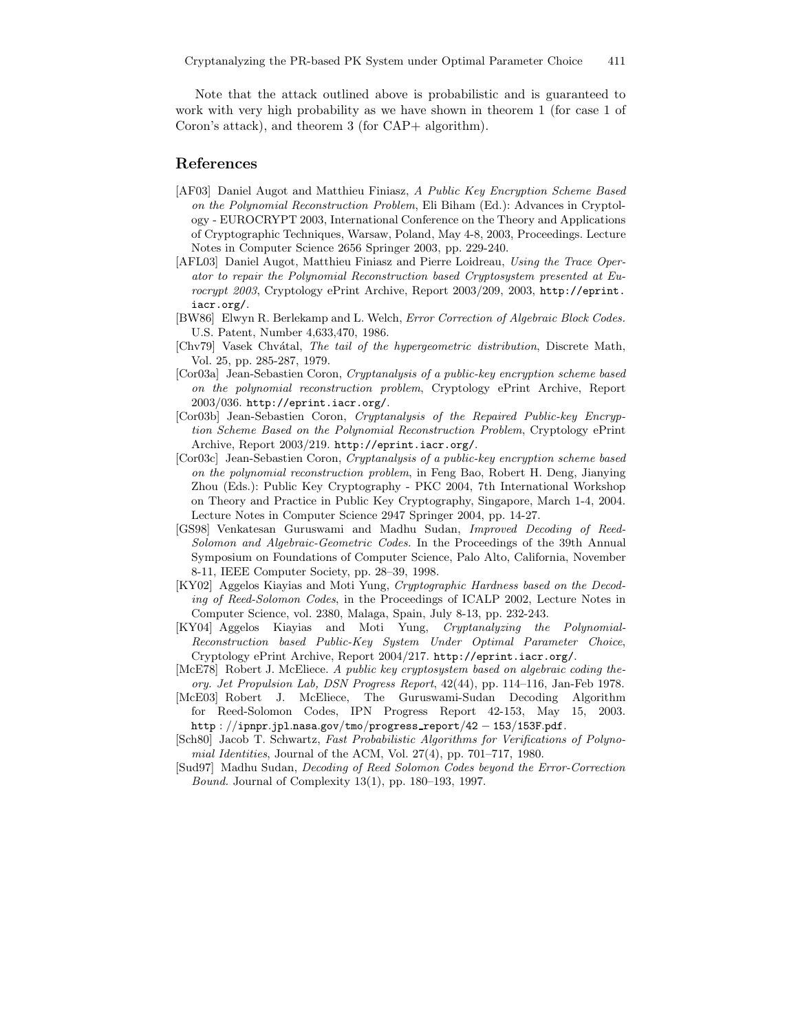Note that the attack outlined above is probabilistic and is guaranteed to work with very high probability as we have shown in theorem 1 (for case 1 of Coron's attack), and theorem 3 (for CAP+ algorithm).

## References

- [AF03] Daniel Augot and Matthieu Finiasz, *A Public Key Encryption Scheme Based on the Polynomial Reconstruction Problem*, Eli Biham (Ed.): Advances in Cryptology - EUROCRYPT 2003, International Conference on the Theory and Applications of Cryptographic Techniques, Warsaw, Poland, May 4-8, 2003, Proceedings. Lecture Notes in Computer Science 2656 Springer 2003, pp. 229-240.
- [AFL03] Daniel Augot, Matthieu Finiasz and Pierre Loidreau, *Using the Trace Operator to repair the Polynomial Reconstruction based Cryptosystem presented at Eurocrypt 2003*, Cryptology ePrint Archive, Report 2003/209, 2003, `http://eprint.iacr.org/`.
- [BW86] Elwyn R. Berlekamp and L. Welch, *Error Correction of Algebraic Block Codes*. U.S. Patent, Number 4,633,470, 1986.
- [Chv79] Vasek Chvátal, *The tail of the hypergeometric distribution*, Discrete Math, Vol. 25, pp. 285-287, 1979.
- [Cor03a] Jean-Sebastien Coron, *Cryptanalysis of a public-key encryption scheme based on the polynomial reconstruction problem*, Cryptology ePrint Archive, Report 2003/036. `http://eprint.iacr.org/`.
- [Cor03b] Jean-Sebastien Coron, *Cryptanalysis of the Repaired Public-key Encryption Scheme Based on the Polynomial Reconstruction Problem*, Cryptology ePrint Archive, Report 2003/219. `http://eprint.iacr.org/`.
- [Cor03c] Jean-Sebastien Coron, *Cryptanalysis of a public-key encryption scheme based on the polynomial reconstruction problem*, in Feng Bao, Robert H. Deng, Jianying Zhou (Eds.): Public Key Cryptography - PKC 2004, 7th International Workshop on Theory and Practice in Public Key Cryptography, Singapore, March 1-4, 2004. Lecture Notes in Computer Science 2947 Springer 2004, pp. 14-27.
- [GS98] Venkatesan Guruswami and Madhu Sudan, *Improved Decoding of Reed-Solomon and Algebraic-Geometric Codes*. In the Proceedings of the 39th Annual Symposium on Foundations of Computer Science, Palo Alto, California, November 8-11, IEEE Computer Society, pp. 28–39, 1998.
- [KY02] Aggelos Kiayias and Moti Yung, *Cryptographic Hardness based on the Decoding of Reed-Solomon Codes*, in the Proceedings of ICALP 2002, Lecture Notes in Computer Science, vol. 2380, Malaga, Spain, July 8-13, pp. 232-243.
- [KY04] Aggelos Kiayias and Moti Yung, *Cryptanalyzing the Polynomial-Reconstruction based Public-Key System Under Optimal Parameter Choice*, Cryptology ePrint Archive, Report 2004/217. `http://eprint.iacr.org/`.
- [McE78] Robert J. McEliece. *A public key cryptosystem based on algebraic coding theory. Jet Propulsion Lab, DSN Progress Report*, 42(44), pp. 114–116, Jan-Feb 1978.
- [McE03] Robert J. McEliece, The Guruswami-Sudan Decoding Algorithm for Reed-Solomon Codes, IPN Progress Report 42-153, May 15, 2003. `http://ipnpr.jpl.nasa.gov/tmo/progress_report/42-153/153F.pdf`.
- [Sch80] Jacob T. Schwartz, *Fast Probabilistic Algorithms for Verifications of Polynomial Identities*, Journal of the ACM, Vol. 27(4), pp. 701–717, 1980.
- [Sud97] Madhu Sudan, *Decoding of Reed Solomon Codes beyond the Error-Correction Bound*. Journal of Complexity 13(1), pp. 180–193, 1997.